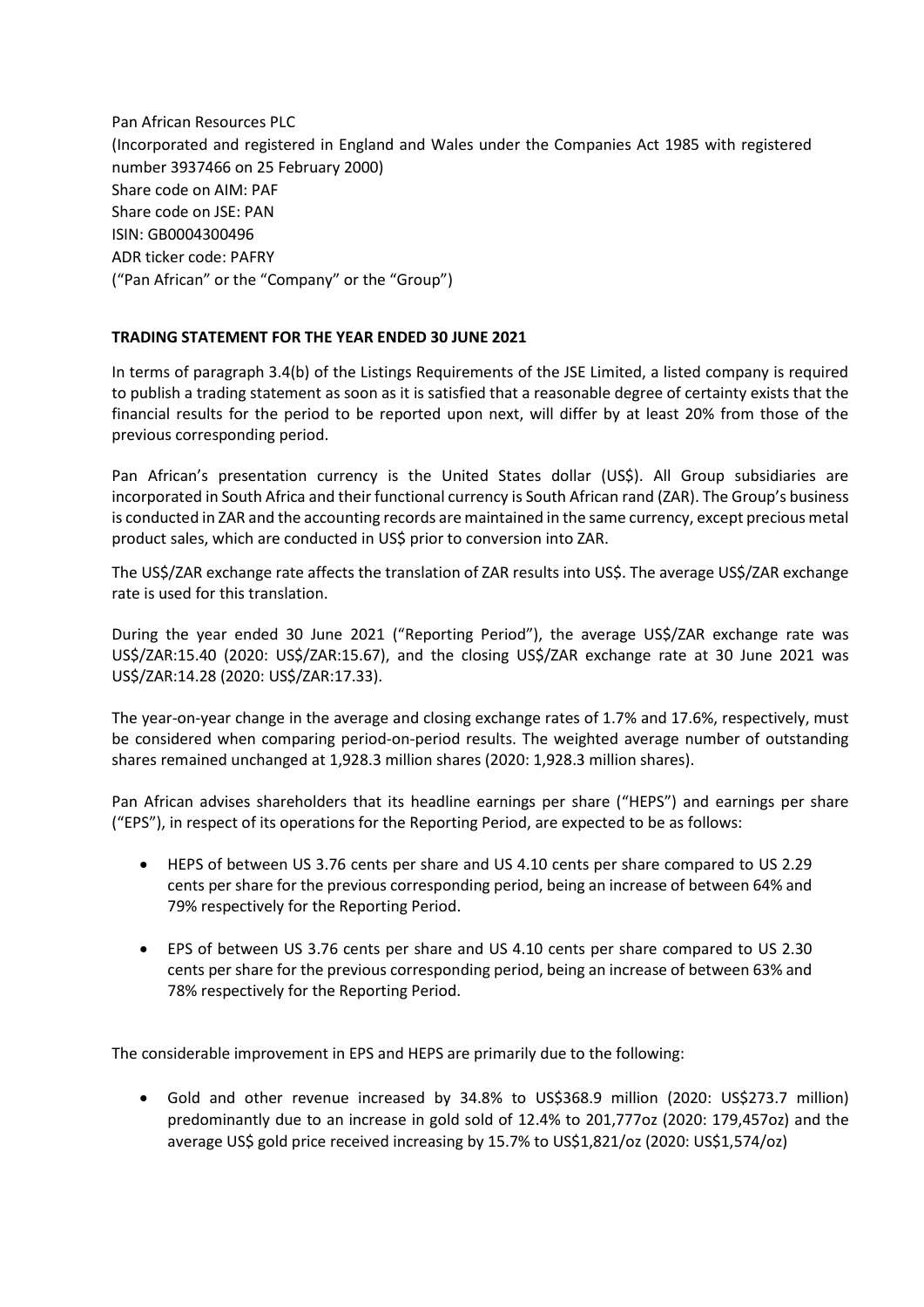Pan African Resources PLC
(Incorporated and registered in England and Wales under the Companies Act 1985 with registered number 3937466 on 25 February 2000)
Share code on AIM: PAF
Share code on JSE: PAN
ISIN: GB0004300496
ADR ticker code: PAFRY
("Pan African" or the "Company" or the "Group")

**TRADING STATEMENT FOR THE YEAR ENDED 30 JUNE 2021**

In terms of paragraph 3.4(b) of the Listings Requirements of the JSE Limited, a listed company is required to publish a trading statement as soon as it is satisfied that a reasonable degree of certainty exists that the financial results for the period to be reported upon next, will differ by at least 20% from those of the previous corresponding period.

Pan African's presentation currency is the United States dollar (US$). All Group subsidiaries are incorporated in South Africa and their functional currency is South African rand (ZAR). The Group's business is conducted in ZAR and the accounting records are maintained in the same currency, except precious metal product sales, which are conducted in US$ prior to conversion into ZAR.

The US$/ZAR exchange rate affects the translation of ZAR results into US$. The average US$/ZAR exchange rate is used for this translation.

During the year ended 30 June 2021 ("Reporting Period"), the average US$/ZAR exchange rate was US$/ZAR:15.40 (2020: US$/ZAR:15.67), and the closing US$/ZAR exchange rate at 30 June 2021 was US$/ZAR:14.28 (2020: US$/ZAR:17.33).

The year-on-year change in the average and closing exchange rates of 1.7% and 17.6%, respectively, must be considered when comparing period-on-period results. The weighted average number of outstanding shares remained unchanged at 1,928.3 million shares (2020: 1,928.3 million shares).

Pan African advises shareholders that its headline earnings per share ("HEPS") and earnings per share ("EPS"), in respect of its operations for the Reporting Period, are expected to be as follows:

- HEPS of between US 3.76 cents per share and US 4.10 cents per share compared to US 2.29 cents per share for the previous corresponding period, being an increase of between 64% and 79% respectively for the Reporting Period.
- EPS of between US 3.76 cents per share and US 4.10 cents per share compared to US 2.30 cents per share for the previous corresponding period, being an increase of between 63% and 78% respectively for the Reporting Period.

The considerable improvement in EPS and HEPS are primarily due to the following:

- Gold and other revenue increased by 34.8% to US$368.9 million (2020: US$273.7 million) predominantly due to an increase in gold sold of 12.4% to 201,777oz (2020: 179,457oz) and the average US$ gold price received increasing by 15.7% to US$1,821/oz (2020: US$1,574/oz)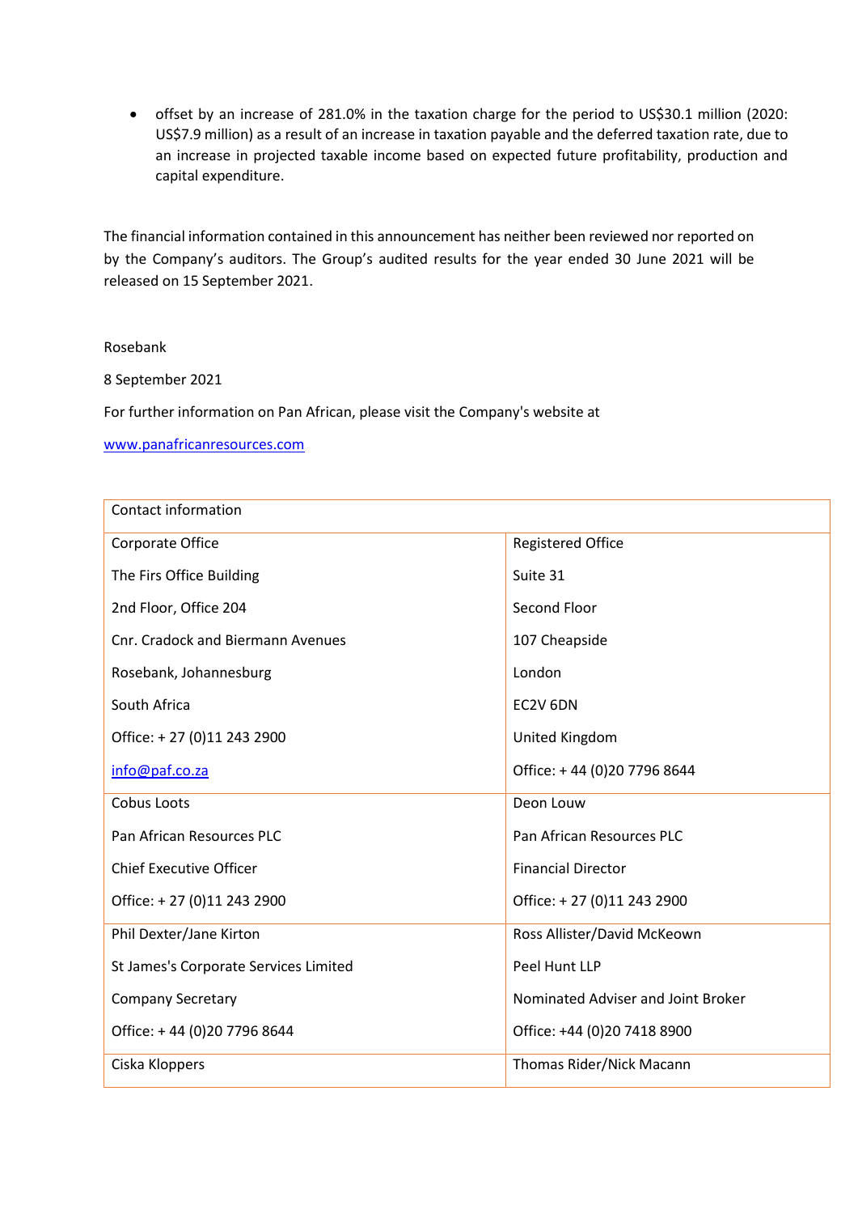- offset by an increase of 281.0% in the taxation charge for the period to US$30.1 million (2020: US$7.9 million) as a result of an increase in taxation payable and the deferred taxation rate, due to an increase in projected taxable income based on expected future profitability, production and capital expenditure.

The financial information contained in this announcement has neither been reviewed nor reported on by the Company's auditors. The Group's audited results for the year ended 30 June 2021 will be released on 15 September 2021.

Rosebank

8 September 2021

For further information on Pan African, please visit the Company's website at

www.panafricanresources.com

| Contact information | |
|---|---|
| Corporate Office<br>The Firs Office Building<br>2nd Floor, Office 204<br>Cnr. Cradock and Biermann Avenues<br>Rosebank, Johannesburg<br>South Africa<br>Office: + 27 (0)11 243 2900<br>info@paf.co.za | Registered Office<br>Suite 31<br>Second Floor<br>107 Cheapside<br>London<br>EC2V 6DN<br>United Kingdom<br>Office: + 44 (0)20 7796 8644 |
| Cobus Loots<br>Pan African Resources PLC<br>Chief Executive Officer<br>Office: + 27 (0)11 243 2900 | Deon Louw<br>Pan African Resources PLC<br>Financial Director<br>Office: + 27 (0)11 243 2900 |
| Phil Dexter/Jane Kirton<br>St James's Corporate Services Limited<br>Company Secretary<br>Office: + 44 (0)20 7796 8644 | Ross Allister/David McKeown<br>Peel Hunt LLP<br>Nominated Adviser and Joint Broker<br>Office: +44 (0)20 7418 8900 |
| Ciska Kloppers | Thomas Rider/Nick Macann |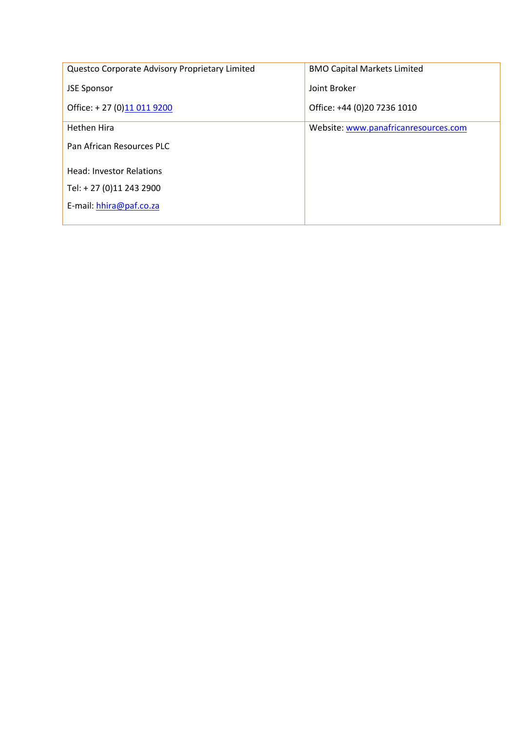| | |
|---|---|
| Questco Corporate Advisory Proprietary Limited<br><br>JSE Sponsor<br><br>Office: + 27 (0)11 011 9200 | BMO Capital Markets Limited<br><br>Joint Broker<br><br>Office: +44 (0)20 7236 1010 |
| Hethen Hira<br><br>Pan African Resources PLC<br><br>Head: Investor Relations<br><br>Tel: + 27 (0)11 243 2900<br><br>E-mail: hhira@paf.co.za | Website: www.panafricanresources.com |